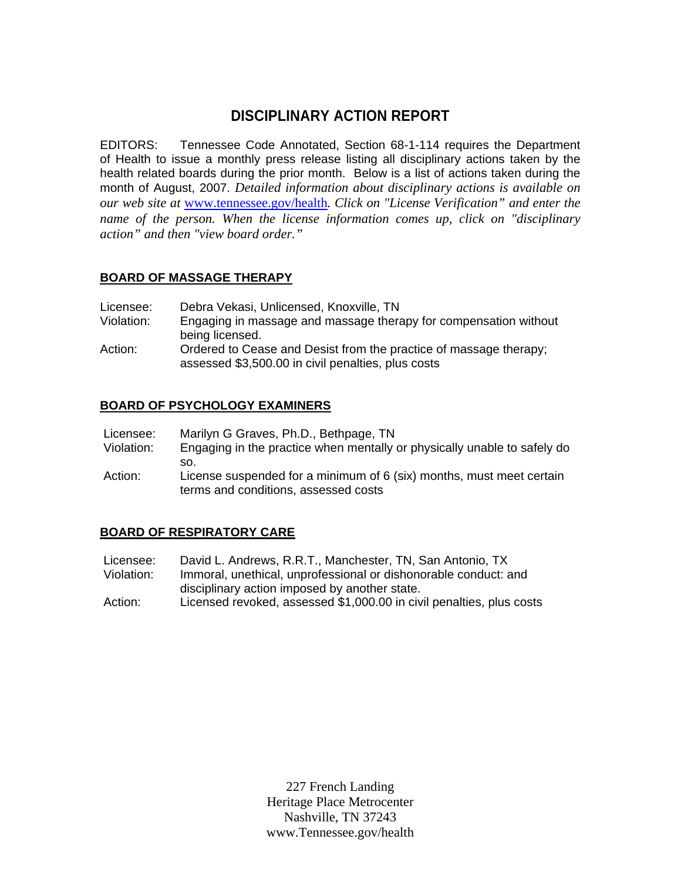# DISCIPLINARY ACTION REPORT

EDITORS: Tennessee Code Annotated, Section 68-1-114 requires the Department of Health to issue a monthly press release listing all disciplinary actions taken by the health related boards during the prior month. Below is a list of actions taken during the month of August, 2007. *Detailed information about disciplinary actions is available on our web site at* [www.tennessee.gov/health](http://www.tennessee.gov/health)*. Click on "License Verification" and enter the name of the person. When the license information comes up, click on "disciplinary action" and then "view board order."*

## BOARD OF MASSAGE THERAPY

Licensee: Debra Vekasi, Unlicensed, Knoxville, TN
Violation: Engaging in massage and massage therapy for compensation without being licensed.
Action: Ordered to Cease and Desist from the practice of massage therapy; assessed $3,500.00 in civil penalties, plus costs

## BOARD OF PSYCHOLOGY EXAMINERS

Licensee: Marilyn G Graves, Ph.D., Bethpage, TN
Violation: Engaging in the practice when mentally or physically unable to safely do so.
Action: License suspended for a minimum of 6 (six) months, must meet certain terms and conditions, assessed costs

## BOARD OF RESPIRATORY CARE

Licensee: David L. Andrews, R.R.T., Manchester, TN, San Antonio, TX
Violation: Immoral, unethical, unprofessional or dishonorable conduct: and disciplinary action imposed by another state.
Action: Licensed revoked, assessed $1,000.00 in civil penalties, plus costs

227 French Landing
Heritage Place Metrocenter
Nashville, TN 37243
www.Tennessee.gov/health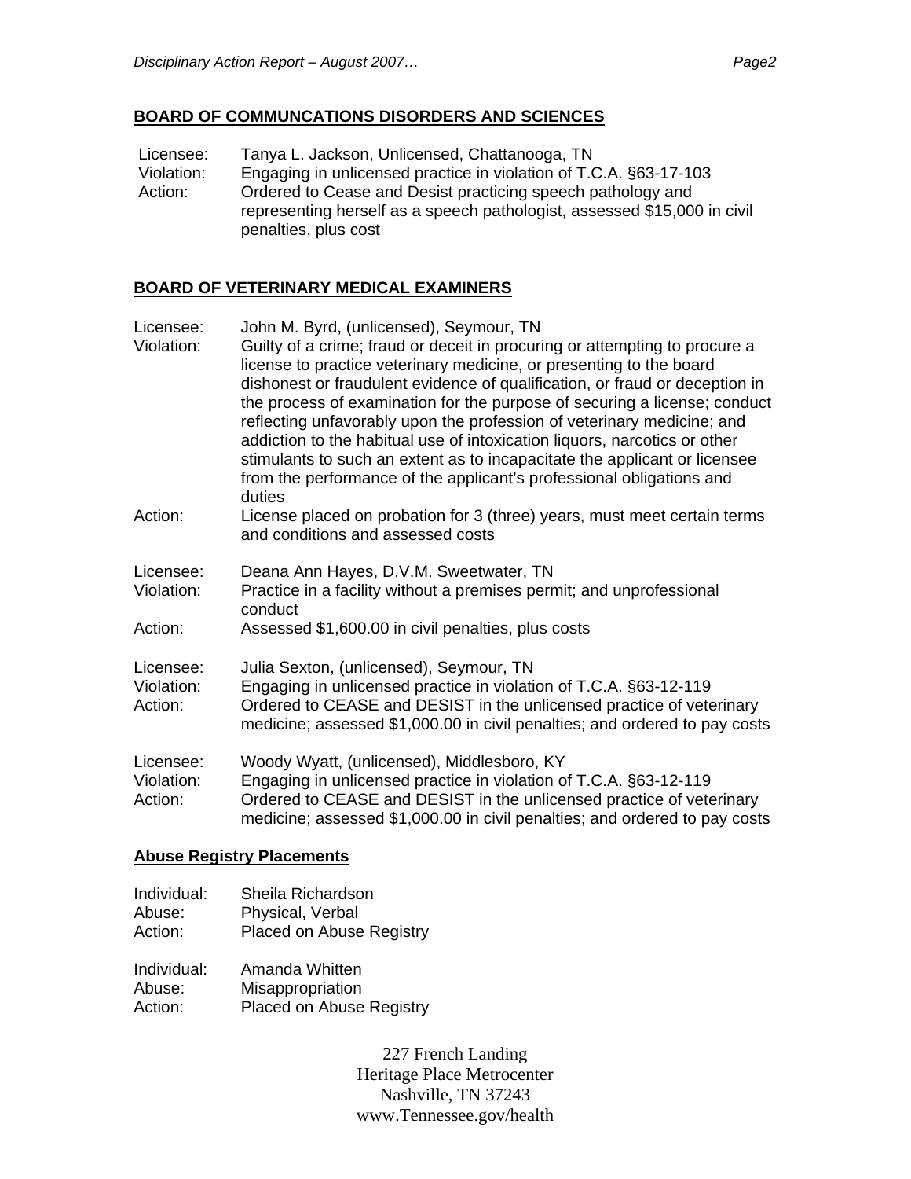## BOARD OF COMMUNCATIONS DISORDERS AND SCIENCES

Licensee: Tanya L. Jackson, Unlicensed, Chattanooga, TN
Violation: Engaging in unlicensed practice in violation of T.C.A. §63-17-103
Action: Ordered to Cease and Desist practicing speech pathology and representing herself as a speech pathologist, assessed $15,000 in civil penalties, plus cost

## BOARD OF VETERINARY MEDICAL EXAMINERS

Licensee: John M. Byrd, (unlicensed), Seymour, TN
Violation: Guilty of a crime; fraud or deceit in procuring or attempting to procure a license to practice veterinary medicine, or presenting to the board dishonest or fraudulent evidence of qualification, or fraud or deception in the process of examination for the purpose of securing a license; conduct reflecting unfavorably upon the profession of veterinary medicine; and addiction to the habitual use of intoxication liquors, narcotics or other stimulants to such an extent as to incapacitate the applicant or licensee from the performance of the applicant's professional obligations and duties
Action: License placed on probation for 3 (three) years, must meet certain terms and conditions and assessed costs

Licensee: Deana Ann Hayes, D.V.M. Sweetwater, TN
Violation: Practice in a facility without a premises permit; and unprofessional conduct
Action: Assessed $1,600.00 in civil penalties, plus costs

Licensee: Julia Sexton, (unlicensed), Seymour, TN
Violation: Engaging in unlicensed practice in violation of T.C.A. §63-12-119
Action: Ordered to CEASE and DESIST in the unlicensed practice of veterinary medicine; assessed $1,000.00 in civil penalties; and ordered to pay costs

Licensee: Woody Wyatt, (unlicensed), Middlesboro, KY
Violation: Engaging in unlicensed practice in violation of T.C.A. §63-12-119
Action: Ordered to CEASE and DESIST in the unlicensed practice of veterinary medicine; assessed $1,000.00 in civil penalties; and ordered to pay costs

## Abuse Registry Placements

Individual: Sheila Richardson
Abuse: Physical, Verbal
Action: Placed on Abuse Registry

Individual: Amanda Whitten
Abuse: Misappropriation
Action: Placed on Abuse Registry

227 French Landing
Heritage Place Metrocenter
Nashville, TN 37243
www.Tennessee.gov/health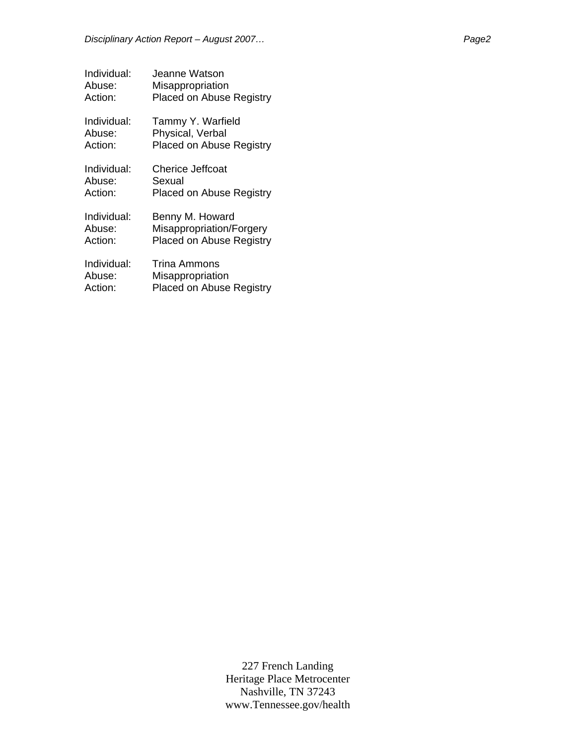Individual: Jeanne Watson
Abuse: Misappropriation
Action: Placed on Abuse Registry

Individual: Tammy Y. Warfield
Abuse: Physical, Verbal
Action: Placed on Abuse Registry

Individual: Cherice Jeffcoat
Abuse: Sexual
Action: Placed on Abuse Registry

Individual: Benny M. Howard
Abuse: Misappropriation/Forgery
Action: Placed on Abuse Registry

Individual: Trina Ammons
Abuse: Misappropriation
Action: Placed on Abuse Registry

227 French Landing
Heritage Place Metrocenter
Nashville, TN 37243
www.Tennessee.gov/health